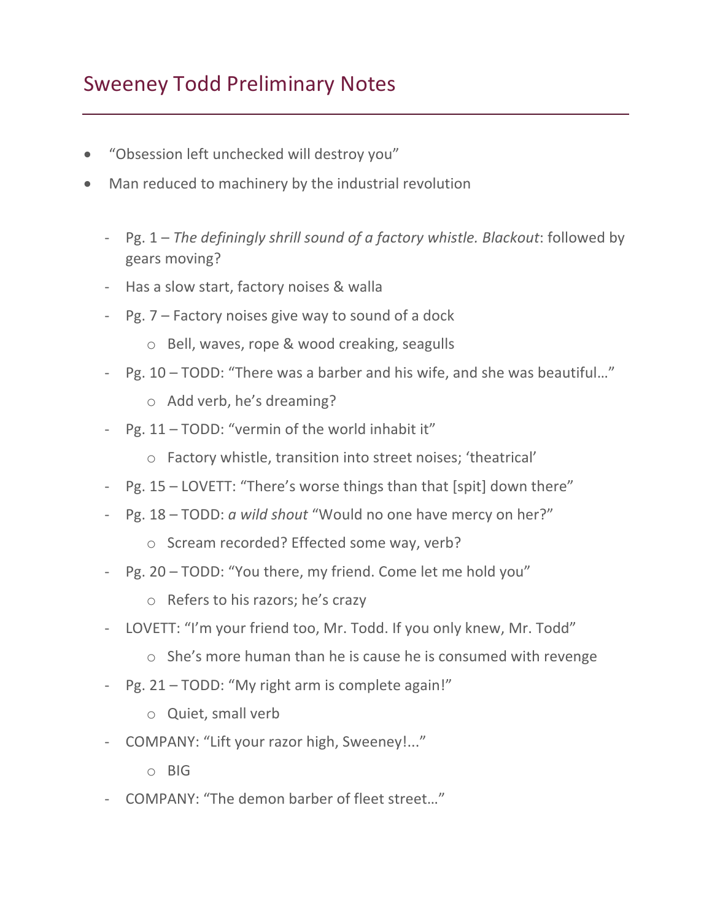# Sweeney Todd Preliminary Notes

- "Obsession left unchecked will destroy you"
- Man reduced to machinery by the industrial revolution

  - Pg. 1 – *The definingly shrill sound of a factory whistle. Blackout*: followed by gears moving?
  - Has a slow start, factory noises & walla
  - Pg. 7 – Factory noises give way to sound of a dock
    - Bell, waves, rope & wood creaking, seagulls
  - Pg. 10 – TODD: "There was a barber and his wife, and she was beautiful…"
    - Add verb, he's dreaming?
  - Pg. 11 – TODD: "vermin of the world inhabit it"
    - Factory whistle, transition into street noises; 'theatrical'
  - Pg. 15 – LOVETT: "There's worse things than that [spit] down there"
  - Pg. 18 – TODD: *a wild shout* "Would no one have mercy on her?"
    - Scream recorded? Effected some way, verb?
  - Pg. 20 – TODD: "You there, my friend. Come let me hold you"
    - Refers to his razors; he's crazy
  - LOVETT: "I'm your friend too, Mr. Todd. If you only knew, Mr. Todd"
    - She's more human than he is cause he is consumed with revenge
  - Pg. 21 – TODD: "My right arm is complete again!"
    - Quiet, small verb
  - COMPANY: "Lift your razor high, Sweeney!..."
    - BIG
  - COMPANY: "The demon barber of fleet street…"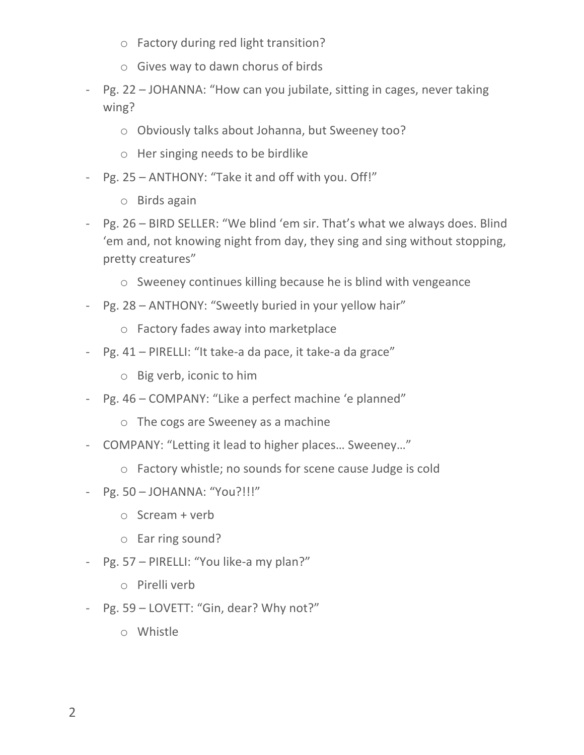- Factory during red light transition?
  - Gives way to dawn chorus of birds
- Pg. 22 – JOHANNA: "How can you jubilate, sitting in cages, never taking wing?
  - Obviously talks about Johanna, but Sweeney too?
  - Her singing needs to be birdlike
- Pg. 25 – ANTHONY: "Take it and off with you. Off!"
  - Birds again
- Pg. 26 – BIRD SELLER: "We blind 'em sir. That's what we always does. Blind 'em and, not knowing night from day, they sing and sing without stopping, pretty creatures"
  - Sweeney continues killing because he is blind with vengeance
- Pg. 28 – ANTHONY: "Sweetly buried in your yellow hair"
  - Factory fades away into marketplace
- Pg. 41 – PIRELLI: "It take-a da pace, it take-a da grace"
  - Big verb, iconic to him
- Pg. 46 – COMPANY: "Like a perfect machine 'e planned"
  - The cogs are Sweeney as a machine
- COMPANY: "Letting it lead to higher places… Sweeney…"
  - Factory whistle; no sounds for scene cause Judge is cold
- Pg. 50 – JOHANNA: "You?!!!"
  - Scream + verb
  - Ear ring sound?
- Pg. 57 – PIRELLI: "You like-a my plan?"
  - Pirelli verb
- Pg. 59 – LOVETT: "Gin, dear? Why not?"
  - Whistle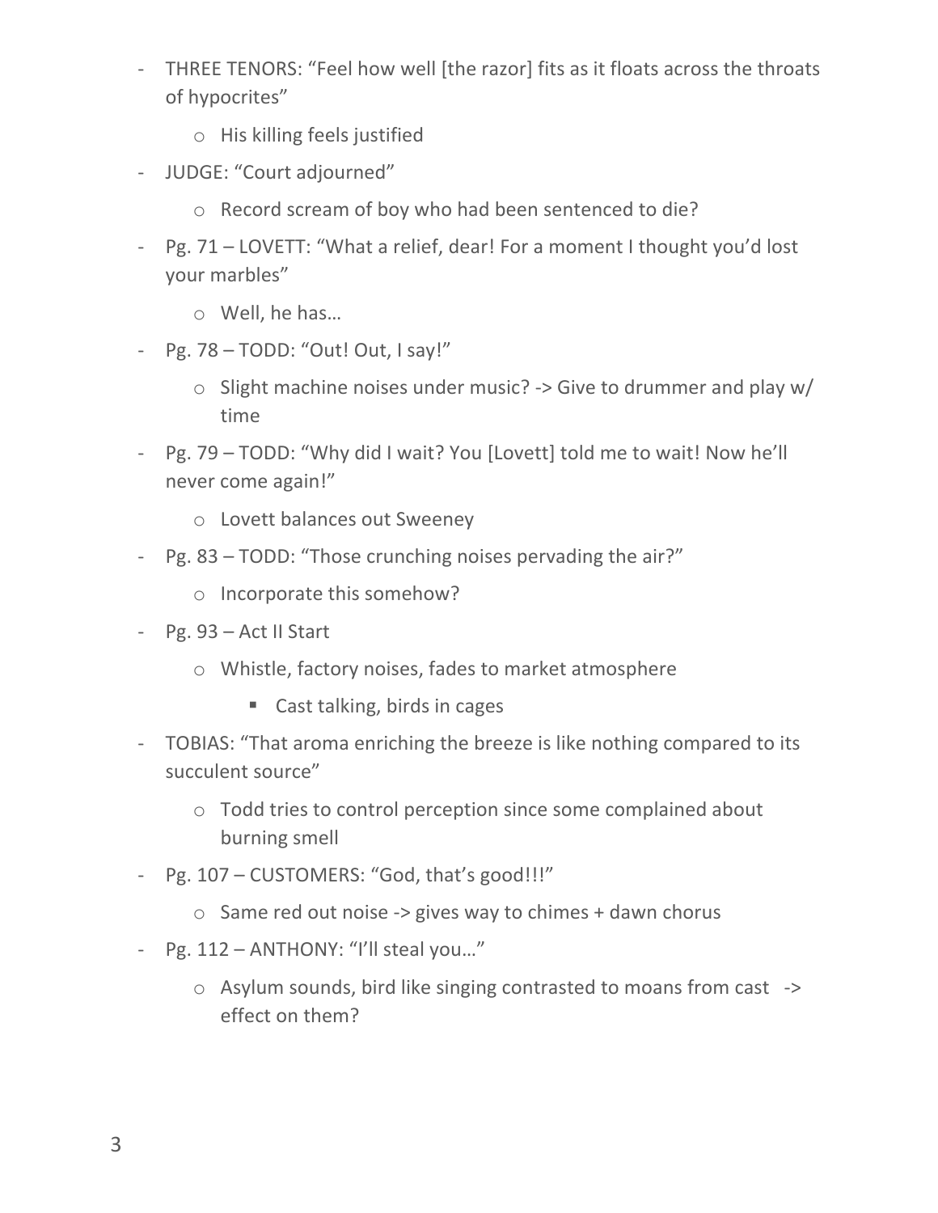- THREE TENORS: "Feel how well [the razor] fits as it floats across the throats of hypocrites"
    - His killing feels justified
- JUDGE: "Court adjourned"
    - Record scream of boy who had been sentenced to die?
- Pg. 71 – LOVETT: "What a relief, dear! For a moment I thought you'd lost your marbles"
    - Well, he has…
- Pg. 78 – TODD: "Out! Out, I say!"
    - Slight machine noises under music? -> Give to drummer and play w/ time
- Pg. 79 – TODD: "Why did I wait? You [Lovett] told me to wait! Now he'll never come again!"
    - Lovett balances out Sweeney
- Pg. 83 – TODD: "Those crunching noises pervading the air?"
    - Incorporate this somehow?
- Pg. 93 – Act II Start
    - Whistle, factory noises, fades to market atmosphere
        - Cast talking, birds in cages
- TOBIAS: "That aroma enriching the breeze is like nothing compared to its succulent source"
    - Todd tries to control perception since some complained about burning smell
- Pg. 107 – CUSTOMERS: "God, that's good!!!"
    - Same red out noise -> gives way to chimes + dawn chorus
- Pg. 112 – ANTHONY: "I'll steal you…"
    - Asylum sounds, bird like singing contrasted to moans from cast -> effect on them?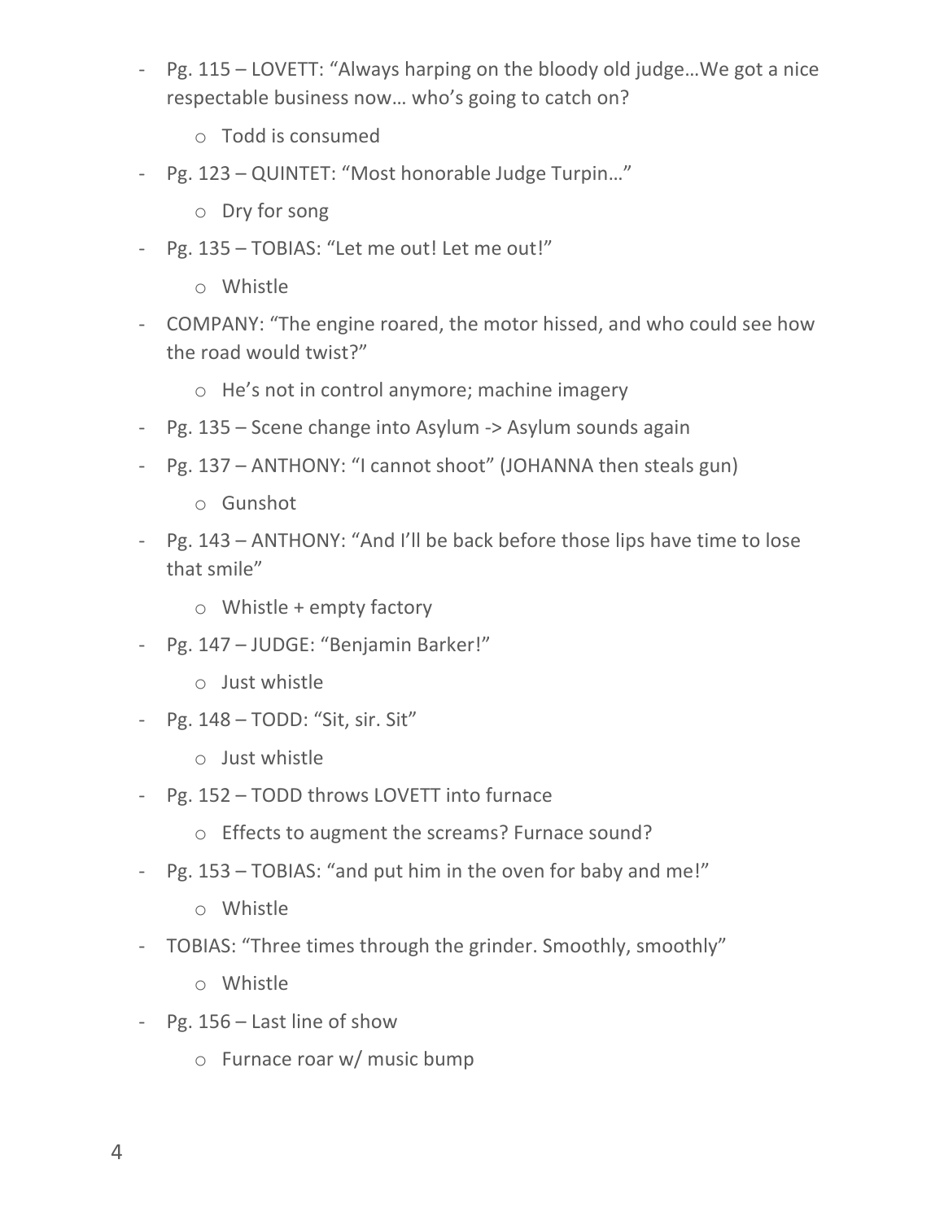- Pg. 115 – LOVETT: "Always harping on the bloody old judge…We got a nice respectable business now… who's going to catch on?
    - Todd is consumed
- Pg. 123 – QUINTET: "Most honorable Judge Turpin…"
    - Dry for song
- Pg. 135 – TOBIAS: "Let me out! Let me out!"
    - Whistle
- COMPANY: "The engine roared, the motor hissed, and who could see how the road would twist?"
    - He's not in control anymore; machine imagery
- Pg. 135 – Scene change into Asylum -> Asylum sounds again
- Pg. 137 – ANTHONY: "I cannot shoot" (JOHANNA then steals gun)
    - Gunshot
- Pg. 143 – ANTHONY: "And I'll be back before those lips have time to lose that smile"
    - Whistle + empty factory
- Pg. 147 – JUDGE: "Benjamin Barker!"
    - Just whistle
- Pg. 148 – TODD: "Sit, sir. Sit"
    - Just whistle
- Pg. 152 – TODD throws LOVETT into furnace
    - Effects to augment the screams? Furnace sound?
- Pg. 153 – TOBIAS: "and put him in the oven for baby and me!"
    - Whistle
- TOBIAS: "Three times through the grinder. Smoothly, smoothly"
    - Whistle
- Pg. 156 – Last line of show
    - Furnace roar w/ music bump